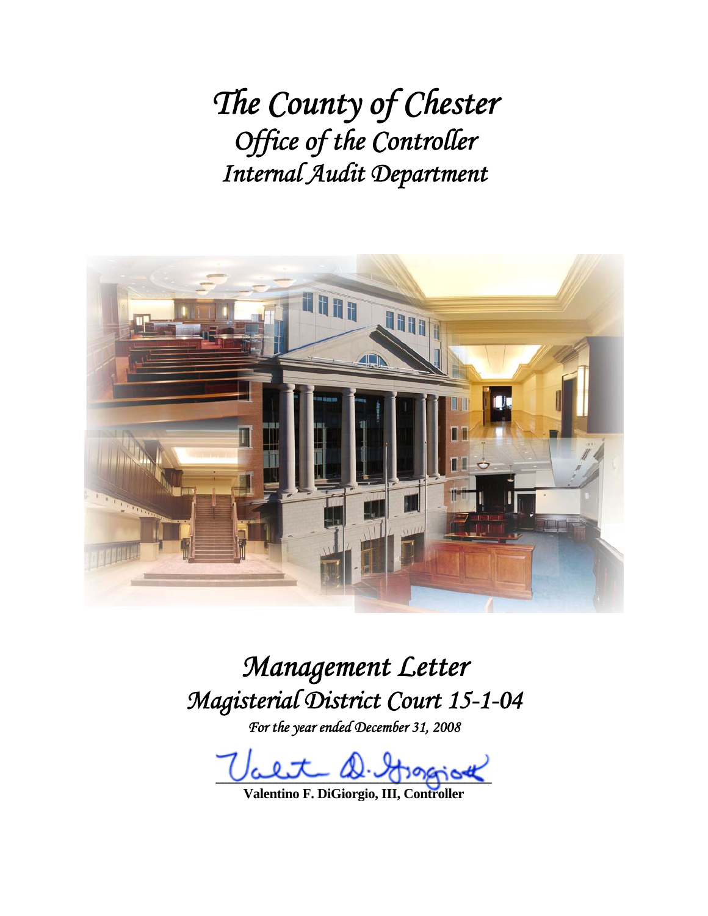# *The County of Chester*
## *Office of the Controller*
## *Internal Audit Department*

# *Management Letter*
## *Magisterial District Court 15-1-04*

*For the year ended December 31, 2008*

**Valentino F. DiGiorgio, III, Controller**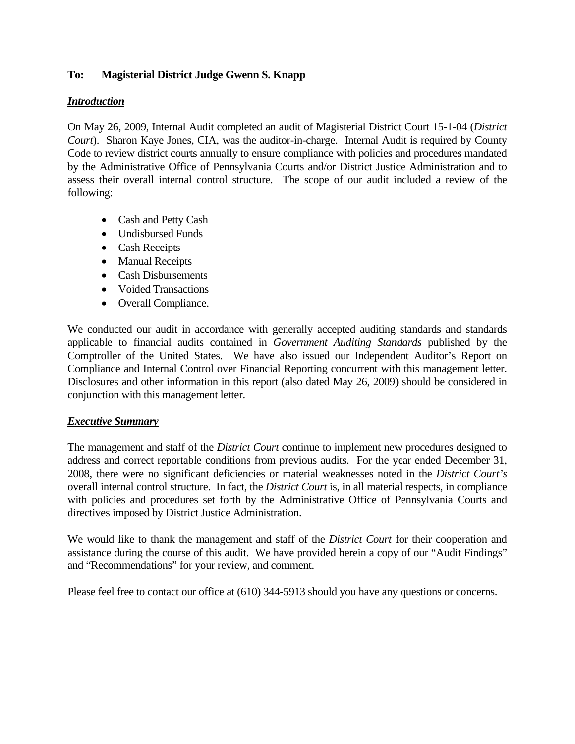**To: Magisterial District Judge Gwenn S. Knapp**

***Introduction***

On May 26, 2009, Internal Audit completed an audit of Magisterial District Court 15-1-04 (*District Court*). Sharon Kaye Jones, CIA, was the auditor-in-charge. Internal Audit is required by County Code to review district courts annually to ensure compliance with policies and procedures mandated by the Administrative Office of Pennsylvania Courts and/or District Justice Administration and to assess their overall internal control structure. The scope of our audit included a review of the following:

- Cash and Petty Cash
- Undisbursed Funds
- Cash Receipts
- Manual Receipts
- Cash Disbursements
- Voided Transactions
- Overall Compliance.

We conducted our audit in accordance with generally accepted auditing standards and standards applicable to financial audits contained in *Government Auditing Standards* published by the Comptroller of the United States. We have also issued our Independent Auditor's Report on Compliance and Internal Control over Financial Reporting concurrent with this management letter. Disclosures and other information in this report (also dated May 26, 2009) should be considered in conjunction with this management letter.

***Executive Summary***

The management and staff of the *District Court* continue to implement new procedures designed to address and correct reportable conditions from previous audits. For the year ended December 31, 2008, there were no significant deficiencies or material weaknesses noted in the *District Court's* overall internal control structure. In fact, the *District Court* is, in all material respects, in compliance with policies and procedures set forth by the Administrative Office of Pennsylvania Courts and directives imposed by District Justice Administration.

We would like to thank the management and staff of the *District Court* for their cooperation and assistance during the course of this audit. We have provided herein a copy of our "Audit Findings" and "Recommendations" for your review, and comment.

Please feel free to contact our office at (610) 344-5913 should you have any questions or concerns.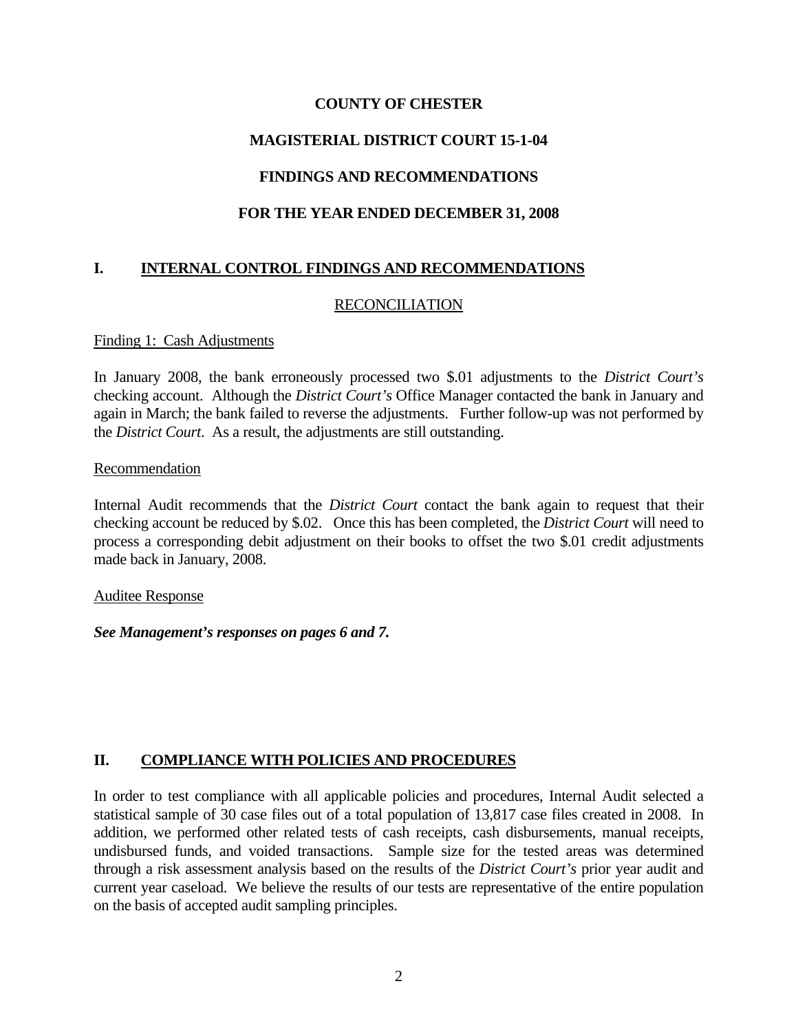**COUNTY OF CHESTER**

**MAGISTERIAL DISTRICT COURT 15-1-04**

**FINDINGS AND RECOMMENDATIONS**

**FOR THE YEAR ENDED DECEMBER 31, 2008**

## I. INTERNAL CONTROL FINDINGS AND RECOMMENDATIONS

RECONCILIATION

Finding 1: Cash Adjustments

In January 2008, the bank erroneously processed two $.01 adjustments to the *District Court's* checking account. Although the *District Court's* Office Manager contacted the bank in January and again in March; the bank failed to reverse the adjustments. Further follow-up was not performed by the *District Court*. As a result, the adjustments are still outstanding.

Recommendation

Internal Audit recommends that the *District Court* contact the bank again to request that their checking account be reduced by $.02. Once this has been completed, the *District Court* will need to process a corresponding debit adjustment on their books to offset the two $.01 credit adjustments made back in January, 2008.

Auditee Response

***See Management's responses on pages 6 and 7.***

## II. COMPLIANCE WITH POLICIES AND PROCEDURES

In order to test compliance with all applicable policies and procedures, Internal Audit selected a statistical sample of 30 case files out of a total population of 13,817 case files created in 2008. In addition, we performed other related tests of cash receipts, cash disbursements, manual receipts, undisbursed funds, and voided transactions. Sample size for the tested areas was determined through a risk assessment analysis based on the results of the *District Court's* prior year audit and current year caseload. We believe the results of our tests are representative of the entire population on the basis of accepted audit sampling principles.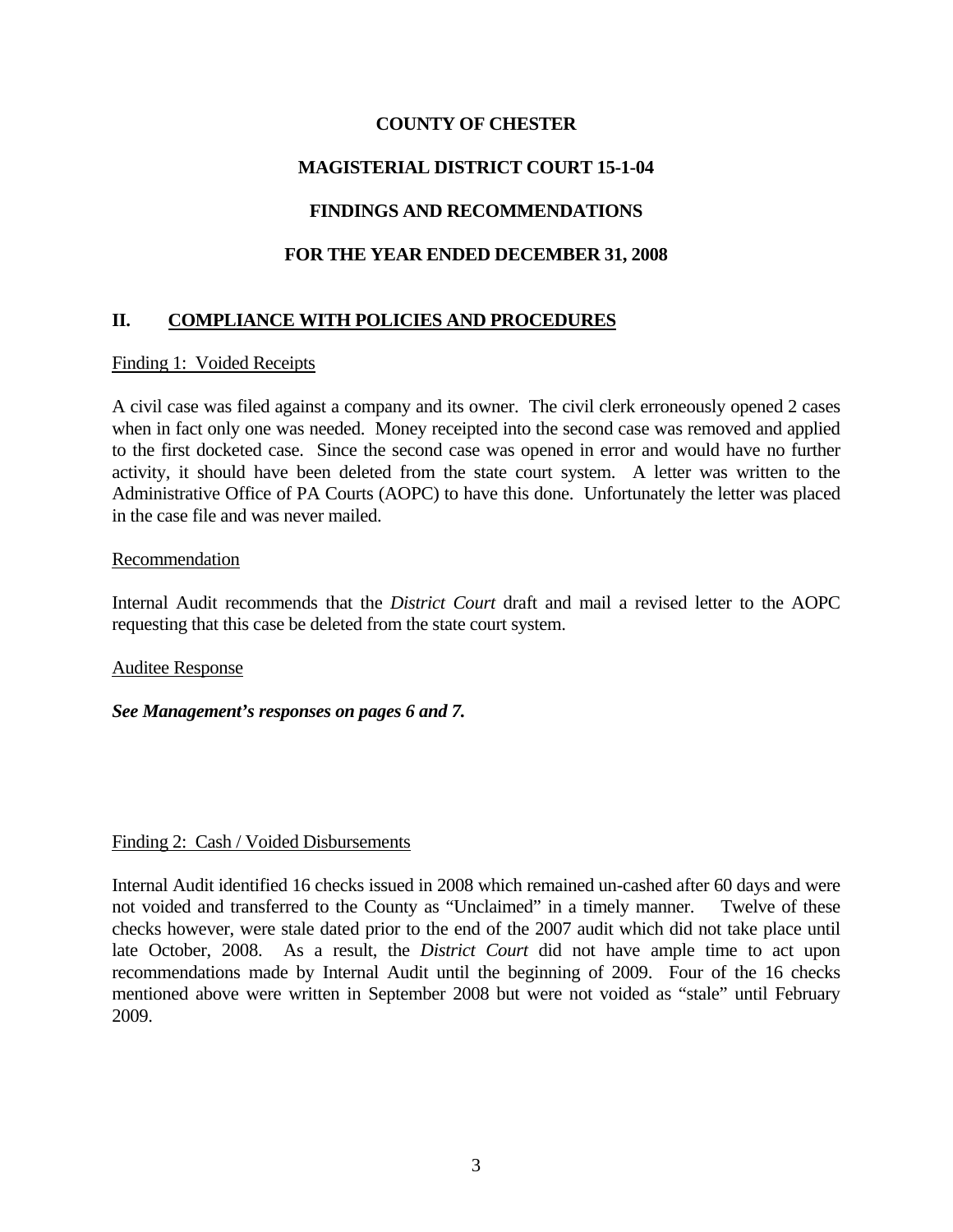**COUNTY OF CHESTER**

**MAGISTERIAL DISTRICT COURT 15-1-04**

**FINDINGS AND RECOMMENDATIONS**

**FOR THE YEAR ENDED DECEMBER 31, 2008**

## II. COMPLIANCE WITH POLICIES AND PROCEDURES

Finding 1: Voided Receipts

A civil case was filed against a company and its owner. The civil clerk erroneously opened 2 cases when in fact only one was needed. Money receipted into the second case was removed and applied to the first docketed case. Since the second case was opened in error and would have no further activity, it should have been deleted from the state court system. A letter was written to the Administrative Office of PA Courts (AOPC) to have this done. Unfortunately the letter was placed in the case file and was never mailed.

Recommendation

Internal Audit recommends that the *District Court* draft and mail a revised letter to the AOPC requesting that this case be deleted from the state court system.

Auditee Response

***See Management's responses on pages 6 and 7.***

Finding 2: Cash / Voided Disbursements

Internal Audit identified 16 checks issued in 2008 which remained un-cashed after 60 days and were not voided and transferred to the County as "Unclaimed" in a timely manner. Twelve of these checks however, were stale dated prior to the end of the 2007 audit which did not take place until late October, 2008. As a result, the *District Court* did not have ample time to act upon recommendations made by Internal Audit until the beginning of 2009. Four of the 16 checks mentioned above were written in September 2008 but were not voided as "stale" until February 2009.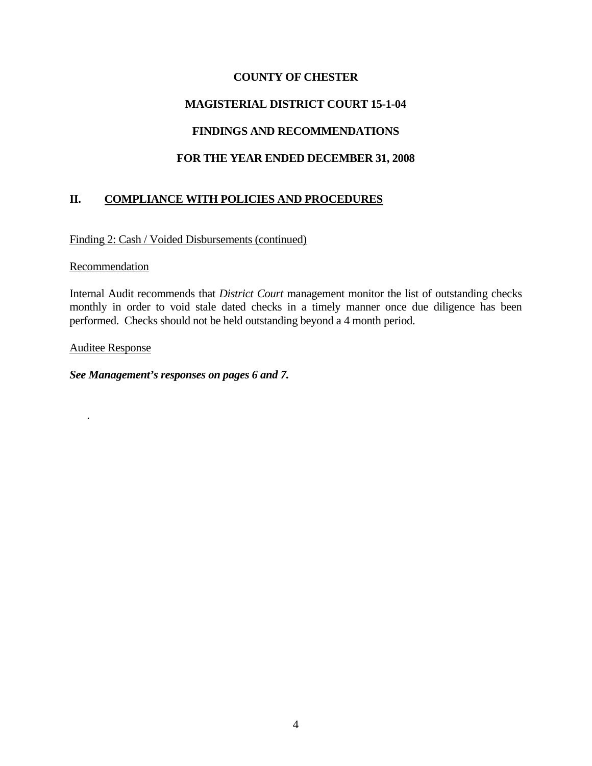**COUNTY OF CHESTER**

**MAGISTERIAL DISTRICT COURT 15-1-04**

**FINDINGS AND RECOMMENDATIONS**

**FOR THE YEAR ENDED DECEMBER 31, 2008**

## II. COMPLIANCE WITH POLICIES AND PROCEDURES

Finding 2: Cash / Voided Disbursements (continued)

Recommendation

Internal Audit recommends that *District Court* management monitor the list of outstanding checks monthly in order to void stale dated checks in a timely manner once due diligence has been performed. Checks should not be held outstanding beyond a 4 month period.

Auditee Response

***See Management's responses on pages 6 and 7.***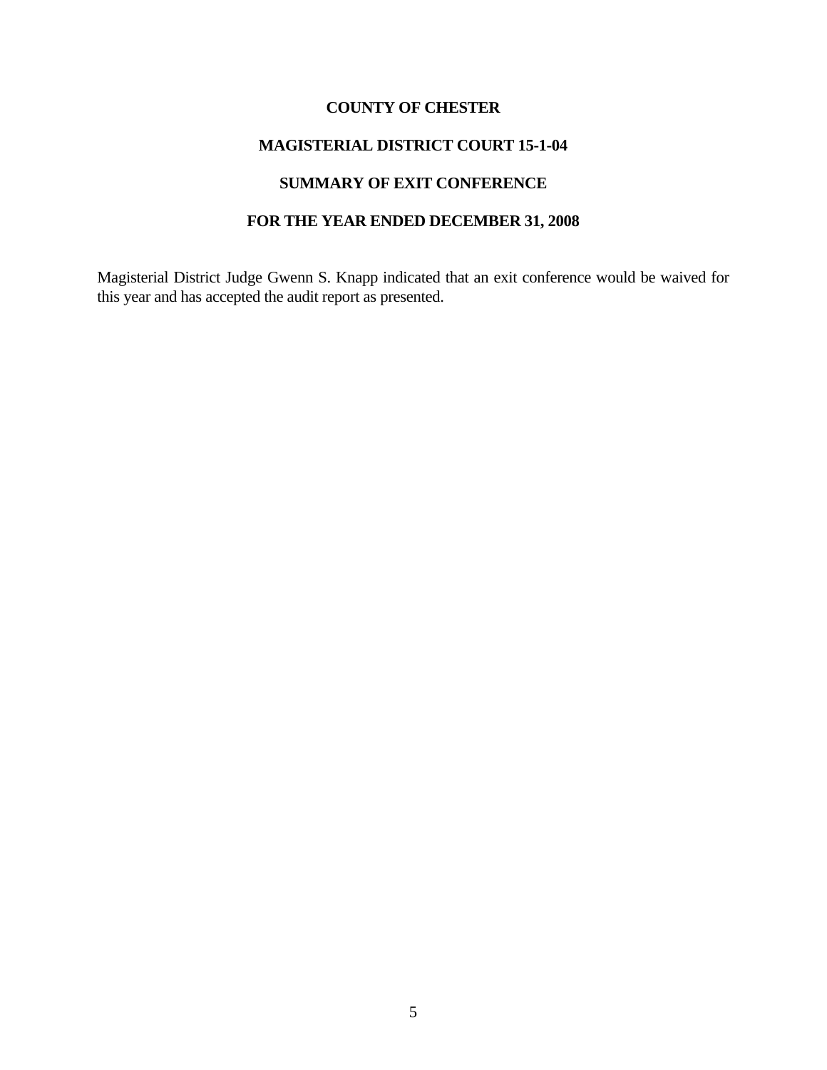# COUNTY OF CHESTER

## MAGISTERIAL DISTRICT COURT 15-1-04

## SUMMARY OF EXIT CONFERENCE

## FOR THE YEAR ENDED DECEMBER 31, 2008

Magisterial District Judge Gwenn S. Knapp indicated that an exit conference would be waived for this year and has accepted the audit report as presented.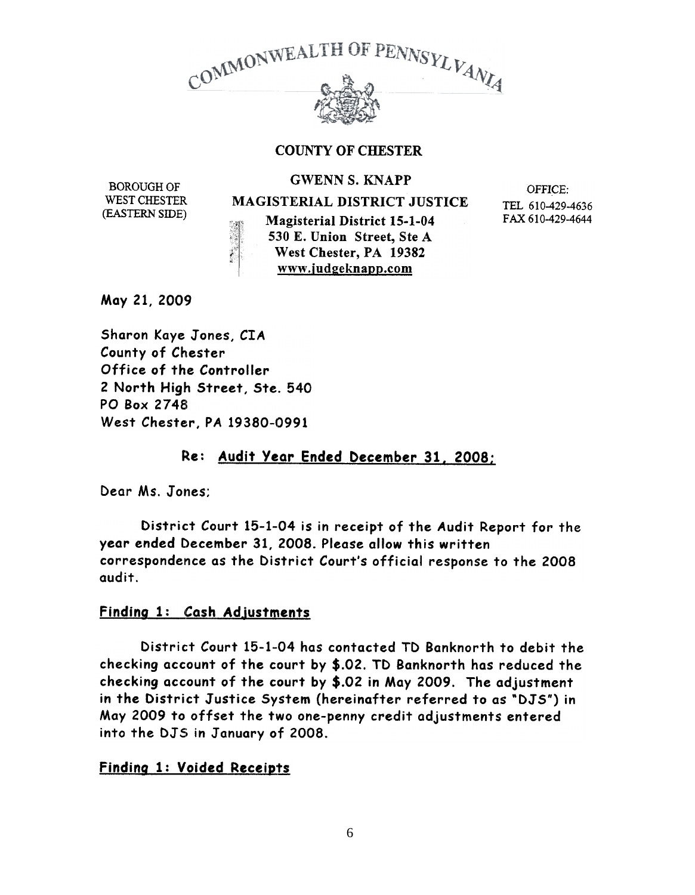COMMONWEALTH OF PENNSYLVANIA

**COUNTY OF CHESTER**

BOROUGH OF WEST CHESTER (EASTERN SIDE)

**GWENN S. KNAPP**

**MAGISTERIAL DISTRICT JUSTICE**

**Magisterial District 15-1-04**
**530 E. Union Street, Ste A**
**West Chester, PA 19382**
**www.judgeknapp.com**

OFFICE:
TEL 610-429-4636
FAX 610-429-4644

May 21, 2009

Sharon Kaye Jones, CIA
County of Chester
Office of the Controller
2 North High Street, Ste. 540
PO Box 2748
West Chester, PA 19380-0991

**Re: Audit Year Ended December 31, 2008;**

Dear Ms. Jones;

District Court 15-1-04 is in receipt of the Audit Report for the year ended December 31, 2008. Please allow this written correspondence as the District Court's official response to the 2008 audit.

**Finding 1: Cash Adjustments**

District Court 15-1-04 has contacted TD Banknorth to debit the checking account of the court by $.02. TD Banknorth has reduced the checking account of the court by $.02 in May 2009. The adjustment in the District Justice System (hereinafter referred to as "DJS") in May 2009 to offset the two one-penny credit adjustments entered into the DJS in January of 2008.

**Finding 1: Voided Receipts**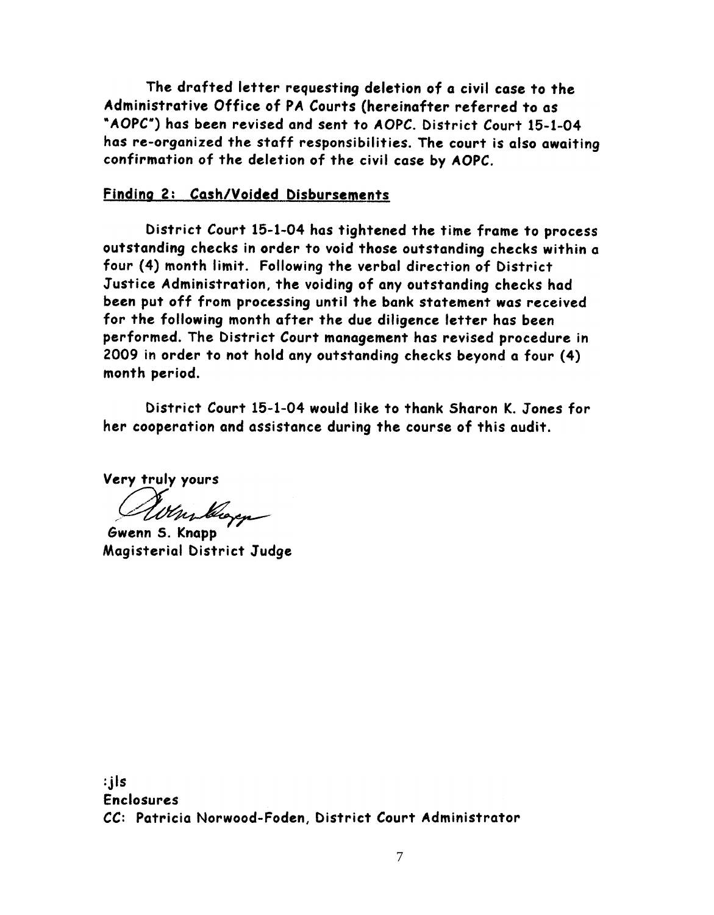The drafted letter requesting deletion of a civil case to the Administrative Office of PA Courts (hereinafter referred to as "AOPC") has been revised and sent to AOPC. District Court 15-1-04 has re-organized the staff responsibilities. The court is also awaiting confirmation of the deletion of the civil case by AOPC.

## Finding 2: Cash/Voided Disbursements

District Court 15-1-04 has tightened the time frame to process outstanding checks in order to void those outstanding checks within a four (4) month limit. Following the verbal direction of District Justice Administration, the voiding of any outstanding checks had been put off from processing until the bank statement was received for the following month after the due diligence letter has been performed. The District Court management has revised procedure in 2009 in order to not hold any outstanding checks beyond a four (4) month period.

District Court 15-1-04 would like to thank Sharon K. Jones for her cooperation and assistance during the course of this audit.

Very truly yours

Gwenn S. Knapp
Magisterial District Judge

:jls
Enclosures
CC: Patricia Norwood-Foden, District Court Administrator